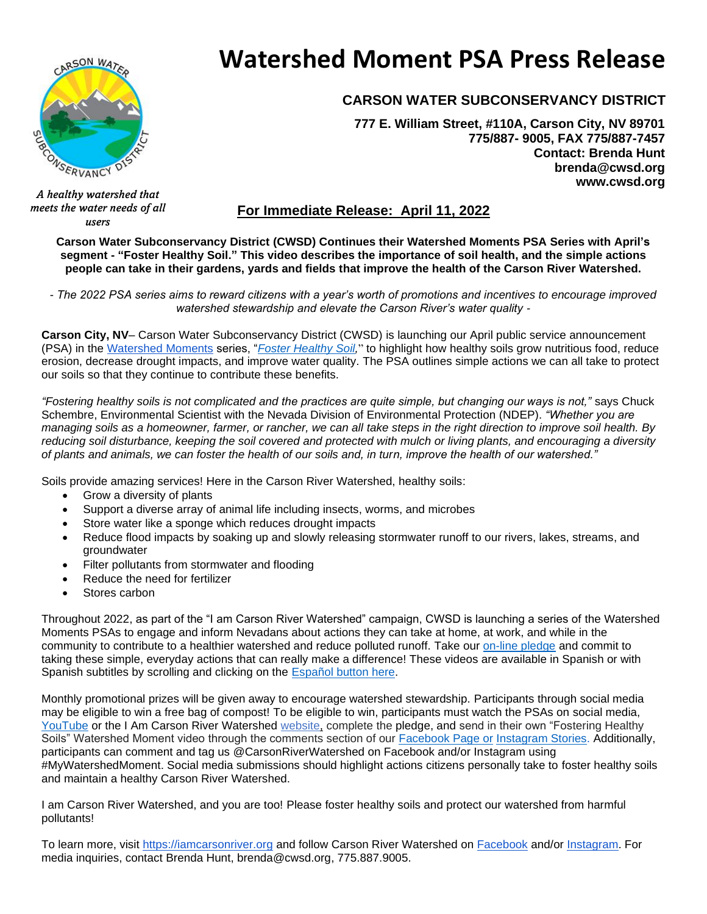# Watershed Moment PSA Press Release

*A healthy watershed that meets the water needs of all users*

**CARSON WATER SUBCONSERVANCY DISTRICT**

**777 E. William Street, #110A, Carson City, NV 89701**
**775/887- 9005, FAX 775/887-7457**
**Contact: Brenda Hunt**
**brenda@cwsd.org**
**www.cwsd.org**

## For Immediate Release: April 11, 2022

**Carson Water Subconservancy District (CWSD) Continues their Watershed Moments PSA Series with April's segment - "Foster Healthy Soil." This video describes the importance of soil health, and the simple actions people can take in their gardens, yards and fields that improve the health of the Carson River Watershed.**

*- The 2022 PSA series aims to reward citizens with a year's worth of promotions and incentives to encourage improved watershed stewardship and elevate the Carson River's water quality -*

**Carson City, NV**– Carson Water Subconservancy District (CWSD) is launching our April public service announcement (PSA) in the Watershed Moments series, "*Foster Healthy Soil,*" to highlight how healthy soils grow nutritious food, reduce erosion, decrease drought impacts, and improve water quality. The PSA outlines simple actions we can all take to protect our soils so that they continue to contribute these benefits.

*"Fostering healthy soils is not complicated and the practices are quite simple, but changing our ways is not,"* says Chuck Schembre, Environmental Scientist with the Nevada Division of Environmental Protection (NDEP). *"Whether you are managing soils as a homeowner, farmer, or rancher, we can all take steps in the right direction to improve soil health. By reducing soil disturbance, keeping the soil covered and protected with mulch or living plants, and encouraging a diversity of plants and animals, we can foster the health of our soils and, in turn, improve the health of our watershed."*

Soils provide amazing services! Here in the Carson River Watershed, healthy soils:

- Grow a diversity of plants
- Support a diverse array of animal life including insects, worms, and microbes
- Store water like a sponge which reduces drought impacts
- Reduce flood impacts by soaking up and slowly releasing stormwater runoff to our rivers, lakes, streams, and groundwater
- Filter pollutants from stormwater and flooding
- Reduce the need for fertilizer
- Stores carbon

Throughout 2022, as part of the "I am Carson River Watershed" campaign, CWSD is launching a series of the Watershed Moments PSAs to engage and inform Nevadans about actions they can take at home, at work, and while in the community to contribute to a healthier watershed and reduce polluted runoff. Take our on-line pledge and commit to taking these simple, everyday actions that can really make a difference! These videos are available in Spanish or with Spanish subtitles by scrolling and clicking on the Español button here.

Monthly promotional prizes will be given away to encourage watershed stewardship. Participants through social media may be eligible to win a free bag of compost! To be eligible to win, participants must watch the PSAs on social media, YouTube or the I Am Carson River Watershed website, complete the pledge, and send in their own "Fostering Healthy Soils" Watershed Moment video through the comments section of our Facebook Page or Instagram Stories. Additionally, participants can comment and tag us @CarsonRiverWatershed on Facebook and/or Instagram using #MyWatershedMoment. Social media submissions should highlight actions citizens personally take to foster healthy soils and maintain a healthy Carson River Watershed.

I am Carson River Watershed, and you are too! Please foster healthy soils and protect our watershed from harmful pollutants!

To learn more, visit https://iamcarsonriver.org and follow Carson River Watershed on Facebook and/or Instagram. For media inquiries, contact Brenda Hunt, brenda@cwsd.org, 775.887.9005.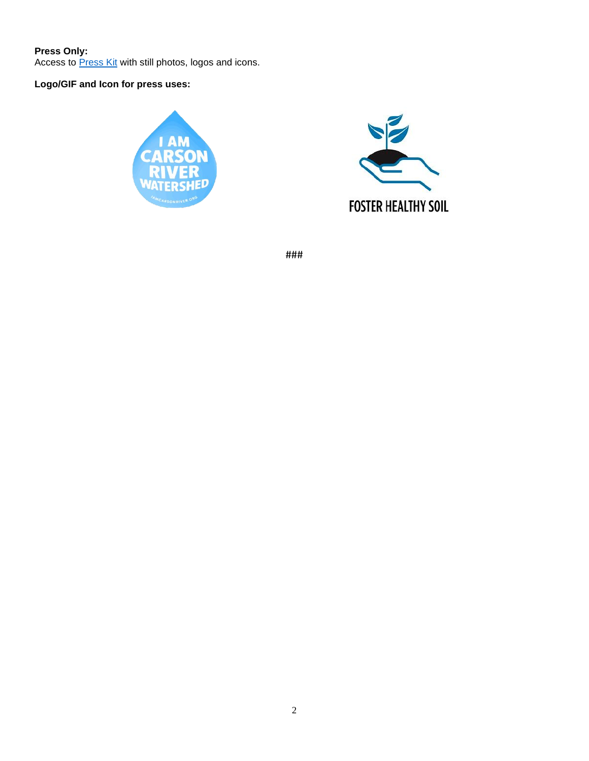**Press Only:**
Access to [Press Kit](#) with still photos, logos and icons.

**Logo/GIF and Icon for press uses:**

###